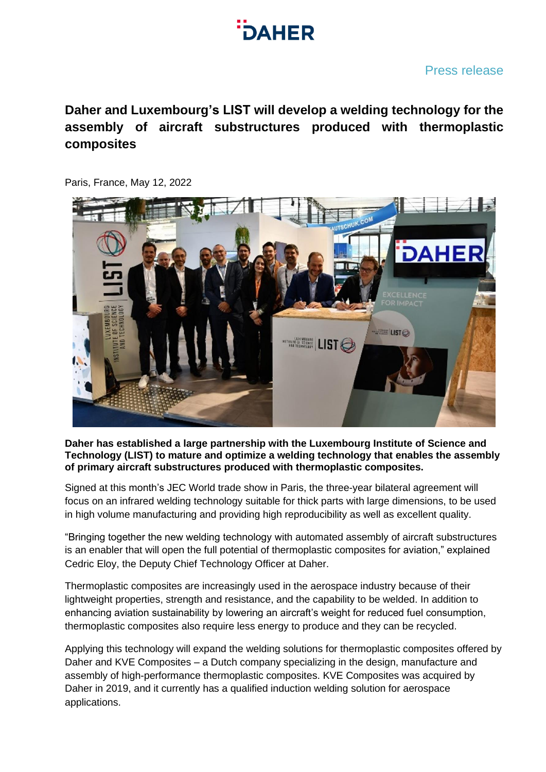Press release

# Daher and Luxembourg's LIST will develop a welding technology for the assembly of aircraft substructures produced with thermoplastic composites

Paris, France, May 12, 2022

**Daher has established a large partnership with the Luxembourg Institute of Science and Technology (LIST) to mature and optimize a welding technology that enables the assembly of primary aircraft substructures produced with thermoplastic composites.**

Signed at this month's JEC World trade show in Paris, the three-year bilateral agreement will focus on an infrared welding technology suitable for thick parts with large dimensions, to be used in high volume manufacturing and providing high reproducibility as well as excellent quality.

"Bringing together the new welding technology with automated assembly of aircraft substructures is an enabler that will open the full potential of thermoplastic composites for aviation," explained Cedric Eloy, the Deputy Chief Technology Officer at Daher.

Thermoplastic composites are increasingly used in the aerospace industry because of their lightweight properties, strength and resistance, and the capability to be welded. In addition to enhancing aviation sustainability by lowering an aircraft's weight for reduced fuel consumption, thermoplastic composites also require less energy to produce and they can be recycled.

Applying this technology will expand the welding solutions for thermoplastic composites offered by Daher and KVE Composites – a Dutch company specializing in the design, manufacture and assembly of high-performance thermoplastic composites. KVE Composites was acquired by Daher in 2019, and it currently has a qualified induction welding solution for aerospace applications.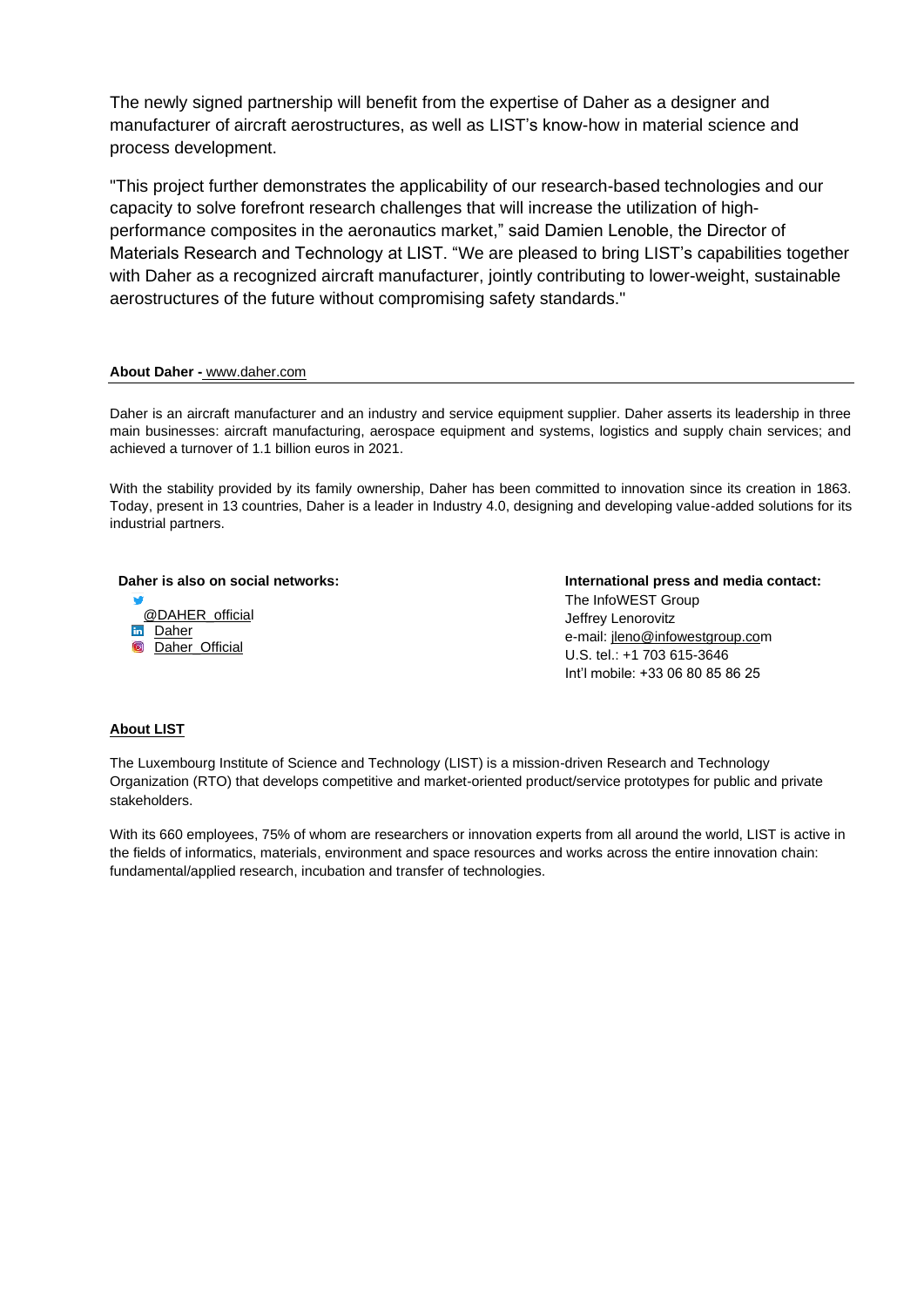The newly signed partnership will benefit from the expertise of Daher as a designer and manufacturer of aircraft aerostructures, as well as LIST's know-how in material science and process development.

"This project further demonstrates the applicability of our research-based technologies and our capacity to solve forefront research challenges that will increase the utilization of high-performance composites in the aeronautics market," said Damien Lenoble, the Director of Materials Research and Technology at LIST. "We are pleased to bring LIST's capabilities together with Daher as a recognized aircraft manufacturer, jointly contributing to lower-weight, sustainable aerostructures of the future without compromising safety standards."

**About Daher -** www.daher.com

Daher is an aircraft manufacturer and an industry and service equipment supplier. Daher asserts its leadership in three main businesses: aircraft manufacturing, aerospace equipment and systems, logistics and supply chain services; and achieved a turnover of 1.1 billion euros in 2021.

With the stability provided by its family ownership, Daher has been committed to innovation since its creation in 1863. Today, present in 13 countries, Daher is a leader in Industry 4.0, designing and developing value-added solutions for its industrial partners.

**Daher is also on social networks:**

- @DAHER_official
- Daher
- Daher_Official

**International press and media contact:**

The InfoWEST Group
Jeffrey Lenorovitz
e-mail: jleno@infowestgroup.com
U.S. tel.: +1 703 615-3646
Int'l mobile: +33 06 80 85 86 25

**About LIST**

The Luxembourg Institute of Science and Technology (LIST) is a mission-driven Research and Technology Organization (RTO) that develops competitive and market-oriented product/service prototypes for public and private stakeholders.

With its 660 employees, 75% of whom are researchers or innovation experts from all around the world, LIST is active in the fields of informatics, materials, environment and space resources and works across the entire innovation chain: fundamental/applied research, incubation and transfer of technologies.